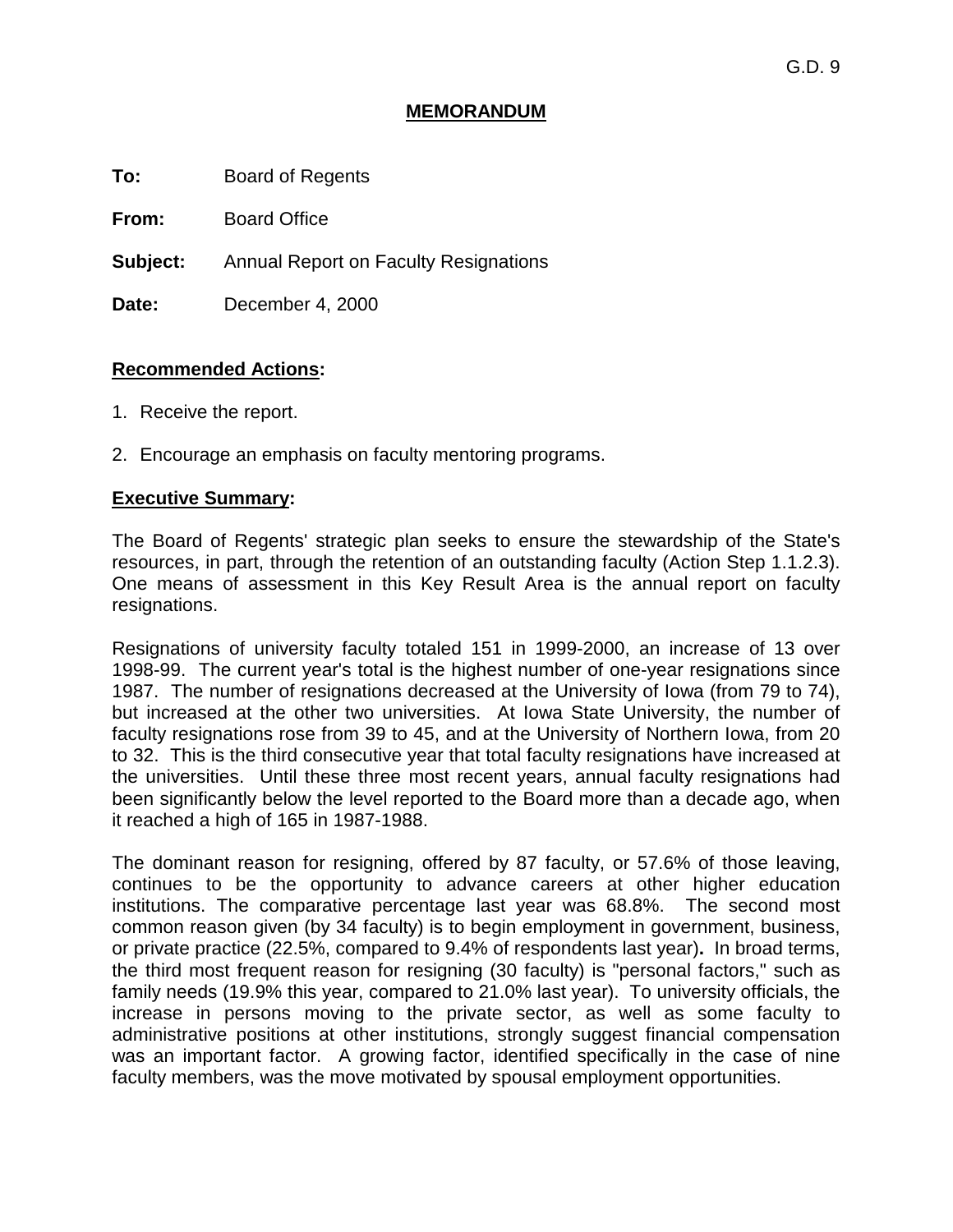G.D. 9

# MEMORANDUM

**To:** Board of Regents

**From:** Board Office

**Subject:** Annual Report on Faculty Resignations

**Date:** December 4, 2000

## Recommended Actions:

1. Receive the report.
2. Encourage an emphasis on faculty mentoring programs.

## Executive Summary:

The Board of Regents' strategic plan seeks to ensure the stewardship of the State's resources, in part, through the retention of an outstanding faculty (Action Step 1.1.2.3). One means of assessment in this Key Result Area is the annual report on faculty resignations.

Resignations of university faculty totaled 151 in 1999-2000, an increase of 13 over 1998-99. The current year's total is the highest number of one-year resignations since 1987. The number of resignations decreased at the University of Iowa (from 79 to 74), but increased at the other two universities. At Iowa State University, the number of faculty resignations rose from 39 to 45, and at the University of Northern Iowa, from 20 to 32. This is the third consecutive year that total faculty resignations have increased at the universities. Until these three most recent years, annual faculty resignations had been significantly below the level reported to the Board more than a decade ago, when it reached a high of 165 in 1987-1988.

The dominant reason for resigning, offered by 87 faculty, or 57.6% of those leaving, continues to be the opportunity to advance careers at other higher education institutions. The comparative percentage last year was 68.8%. The second most common reason given (by 34 faculty) is to begin employment in government, business, or private practice (22.5%, compared to 9.4% of respondents last year). In broad terms, the third most frequent reason for resigning (30 faculty) is "personal factors," such as family needs (19.9% this year, compared to 21.0% last year). To university officials, the increase in persons moving to the private sector, as well as some faculty to administrative positions at other institutions, strongly suggest financial compensation was an important factor. A growing factor, identified specifically in the case of nine faculty members, was the move motivated by spousal employment opportunities.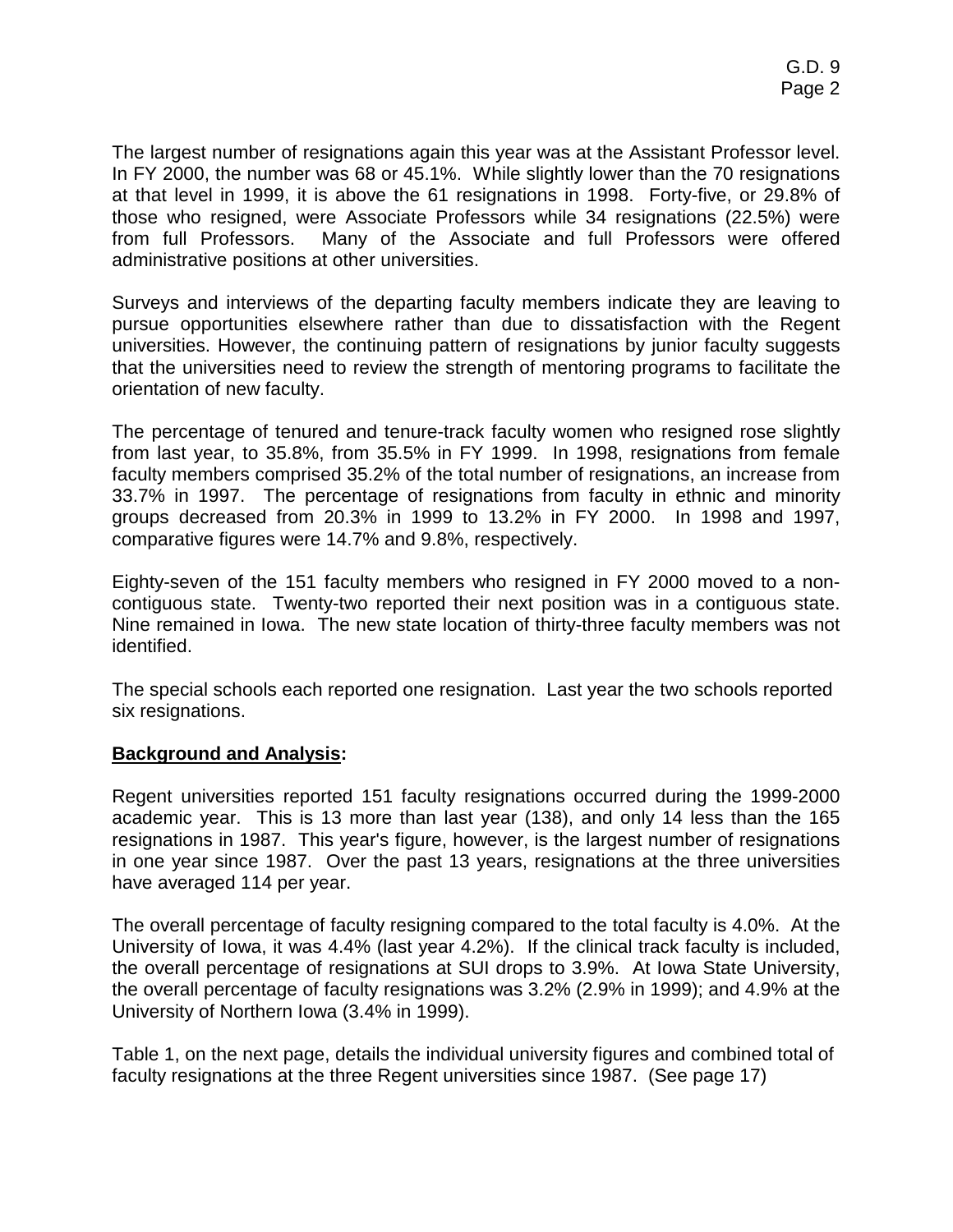The largest number of resignations again this year was at the Assistant Professor level. In FY 2000, the number was 68 or 45.1%. While slightly lower than the 70 resignations at that level in 1999, it is above the 61 resignations in 1998. Forty-five, or 29.8% of those who resigned, were Associate Professors while 34 resignations (22.5%) were from full Professors. Many of the Associate and full Professors were offered administrative positions at other universities.

Surveys and interviews of the departing faculty members indicate they are leaving to pursue opportunities elsewhere rather than due to dissatisfaction with the Regent universities. However, the continuing pattern of resignations by junior faculty suggests that the universities need to review the strength of mentoring programs to facilitate the orientation of new faculty.

The percentage of tenured and tenure-track faculty women who resigned rose slightly from last year, to 35.8%, from 35.5% in FY 1999. In 1998, resignations from female faculty members comprised 35.2% of the total number of resignations, an increase from 33.7% in 1997. The percentage of resignations from faculty in ethnic and minority groups decreased from 20.3% in 1999 to 13.2% in FY 2000. In 1998 and 1997, comparative figures were 14.7% and 9.8%, respectively.

Eighty-seven of the 151 faculty members who resigned in FY 2000 moved to a non-contiguous state. Twenty-two reported their next position was in a contiguous state. Nine remained in Iowa. The new state location of thirty-three faculty members was not identified.

The special schools each reported one resignation. Last year the two schools reported six resignations.

**Background and Analysis:**

Regent universities reported 151 faculty resignations occurred during the 1999-2000 academic year. This is 13 more than last year (138), and only 14 less than the 165 resignations in 1987. This year's figure, however, is the largest number of resignations in one year since 1987. Over the past 13 years, resignations at the three universities have averaged 114 per year.

The overall percentage of faculty resigning compared to the total faculty is 4.0%. At the University of Iowa, it was 4.4% (last year 4.2%). If the clinical track faculty is included, the overall percentage of resignations at SUI drops to 3.9%. At Iowa State University, the overall percentage of faculty resignations was 3.2% (2.9% in 1999); and 4.9% at the University of Northern Iowa (3.4% in 1999).

Table 1, on the next page, details the individual university figures and combined total of faculty resignations at the three Regent universities since 1987. (See page 17)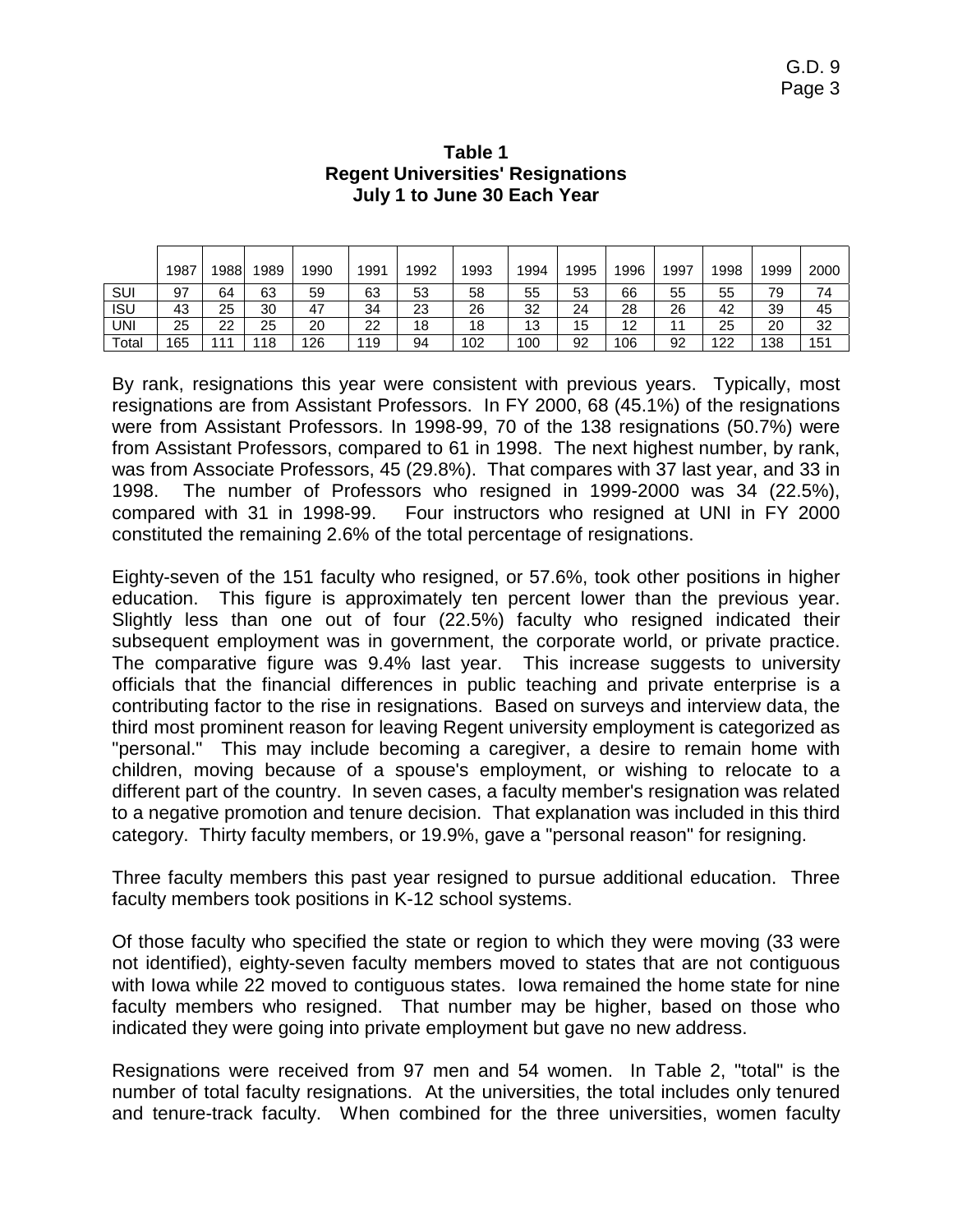**Table 1**
**Regent Universities' Resignations**
**July 1 to June 30 Each Year**

| | 1987 | 1988 | 1989 | 1990 | 1991 | 1992 | 1993 | 1994 | 1995 | 1996 | 1997 | 1998 | 1999 | 2000 |
|---|---|---|---|---|---|---|---|---|---|---|---|---|---|---|
| SUI | 97 | 64 | 63 | 59 | 63 | 53 | 58 | 55 | 53 | 66 | 55 | 55 | 79 | 74 |
| ISU | 43 | 25 | 30 | 47 | 34 | 23 | 26 | 32 | 24 | 28 | 26 | 42 | 39 | 45 |
| UNI | 25 | 22 | 25 | 20 | 22 | 18 | 18 | 13 | 15 | 12 | 11 | 25 | 20 | 32 |
| Total | 165 | 111 | 118 | 126 | 119 | 94 | 102 | 100 | 92 | 106 | 92 | 122 | 138 | 151 |

By rank, resignations this year were consistent with previous years. Typically, most resignations are from Assistant Professors. In FY 2000, 68 (45.1%) of the resignations were from Assistant Professors. In 1998-99, 70 of the 138 resignations (50.7%) were from Assistant Professors, compared to 61 in 1998. The next highest number, by rank, was from Associate Professors, 45 (29.8%). That compares with 37 last year, and 33 in 1998. The number of Professors who resigned in 1999-2000 was 34 (22.5%), compared with 31 in 1998-99. Four instructors who resigned at UNI in FY 2000 constituted the remaining 2.6% of the total percentage of resignations.

Eighty-seven of the 151 faculty who resigned, or 57.6%, took other positions in higher education. This figure is approximately ten percent lower than the previous year. Slightly less than one out of four (22.5%) faculty who resigned indicated their subsequent employment was in government, the corporate world, or private practice. The comparative figure was 9.4% last year. This increase suggests to university officials that the financial differences in public teaching and private enterprise is a contributing factor to the rise in resignations. Based on surveys and interview data, the third most prominent reason for leaving Regent university employment is categorized as "personal." This may include becoming a caregiver, a desire to remain home with children, moving because of a spouse's employment, or wishing to relocate to a different part of the country. In seven cases, a faculty member's resignation was related to a negative promotion and tenure decision. That explanation was included in this third category. Thirty faculty members, or 19.9%, gave a "personal reason" for resigning.

Three faculty members this past year resigned to pursue additional education. Three faculty members took positions in K-12 school systems.

Of those faculty who specified the state or region to which they were moving (33 were not identified), eighty-seven faculty members moved to states that are not contiguous with Iowa while 22 moved to contiguous states. Iowa remained the home state for nine faculty members who resigned. That number may be higher, based on those who indicated they were going into private employment but gave no new address.

Resignations were received from 97 men and 54 women. In Table 2, "total" is the number of total faculty resignations. At the universities, the total includes only tenured and tenure-track faculty. When combined for the three universities, women faculty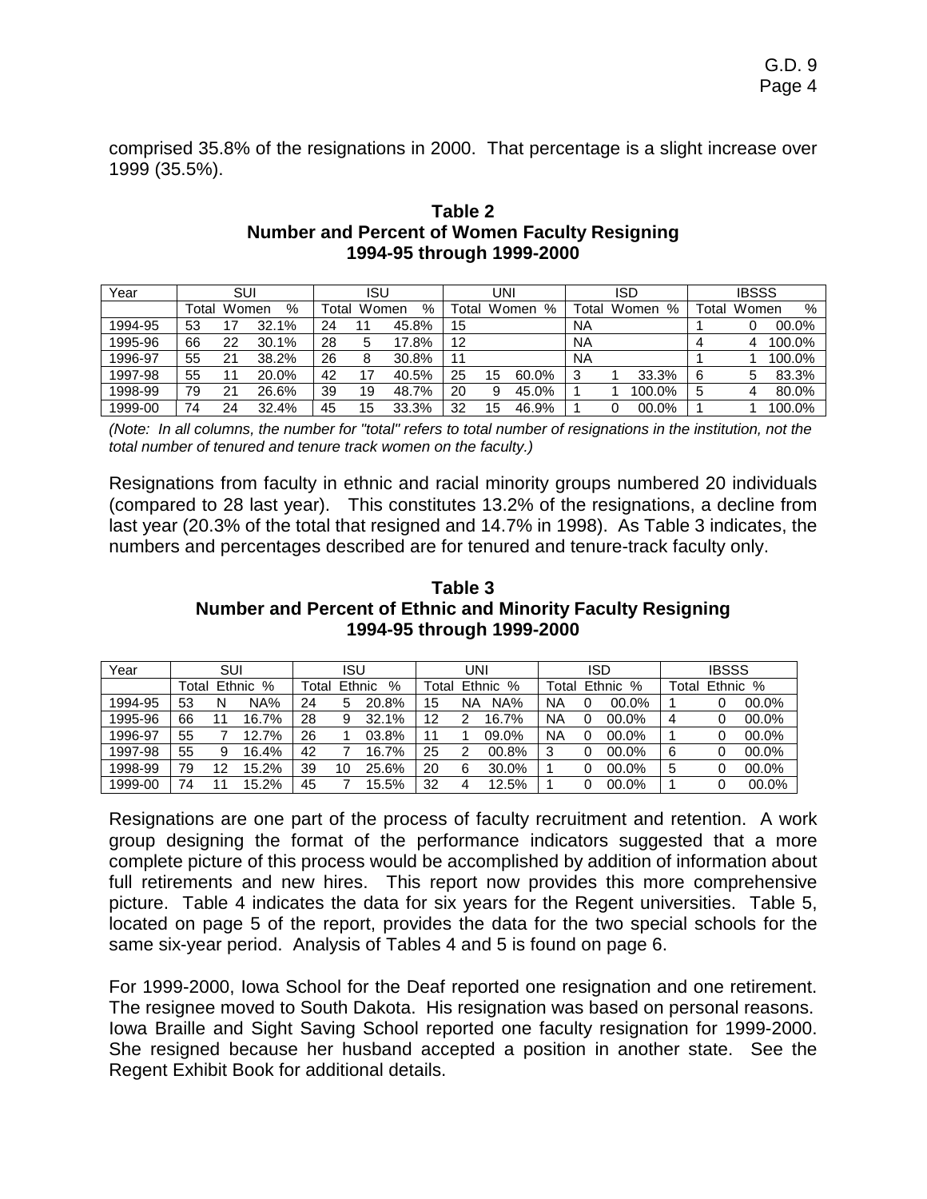comprised 35.8% of the resignations in 2000. That percentage is a slight increase over 1999 (35.5%).

**Table 2**
**Number and Percent of Women Faculty Resigning**
**1994-95 through 1999-2000**

| Year | SUI | | | ISU | | | UNI | | | ISD | | | IBSSS | | |
|---|---|---|---|---|---|---|---|---|---|---|---|---|---|---|---|
| | Total | Women | % | Total | Women | % | Total | Women | % | Total | Women | % | Total | Women | % |
| 1994-95 | 53 | 17 | 32.1% | 24 | 11 | 45.8% | 15 | | | NA | | | 1 | 0 | 00.0% |
| 1995-96 | 66 | 22 | 30.1% | 28 | 5 | 17.8% | 12 | | | NA | | | 4 | 4 | 100.0% |
| 1996-97 | 55 | 21 | 38.2% | 26 | 8 | 30.8% | 11 | | | NA | | | 1 | 1 | 100.0% |
| 1997-98 | 55 | 11 | 20.0% | 42 | 17 | 40.5% | 25 | 15 | 60.0% | 3 | 1 | 33.3% | 6 | 5 | 83.3% |
| 1998-99 | 79 | 21 | 26.6% | 39 | 19 | 48.7% | 20 | 9 | 45.0% | 1 | 1 | 100.0% | 5 | 4 | 80.0% |
| 1999-00 | 74 | 24 | 32.4% | 45 | 15 | 33.3% | 32 | 15 | 46.9% | 1 | 0 | 00.0% | 1 | 1 | 100.0% |

*(Note: In all columns, the number for "total" refers to total number of resignations in the institution, not the total number of tenured and tenure track women on the faculty.)*

Resignations from faculty in ethnic and racial minority groups numbered 20 individuals (compared to 28 last year). This constitutes 13.2% of the resignations, a decline from last year (20.3% of the total that resigned and 14.7% in 1998). As Table 3 indicates, the numbers and percentages described are for tenured and tenure-track faculty only.

**Table 3**
**Number and Percent of Ethnic and Minority Faculty Resigning**
**1994-95 through 1999-2000**

| Year | SUI | | | ISU | | | UNI | | | ISD | | | IBSSS | | |
|---|---|---|---|---|---|---|---|---|---|---|---|---|---|---|---|
| | Total | Ethnic | % | Total | Ethnic | % | Total | Ethnic | % | Total | Ethnic | % | Total | Ethnic | % |
| 1994-95 | 53 | N | NA% | 24 | 5 | 20.8% | 15 | NA | NA% | NA | 0 | 00.0% | 1 | 0 | 00.0% |
| 1995-96 | 66 | 11 | 16.7% | 28 | 9 | 32.1% | 12 | 2 | 16.7% | NA | 0 | 00.0% | 4 | 0 | 00.0% |
| 1996-97 | 55 | 7 | 12.7% | 26 | 1 | 03.8% | 11 | 1 | 09.0% | NA | 0 | 00.0% | 1 | 0 | 00.0% |
| 1997-98 | 55 | 9 | 16.4% | 42 | 7 | 16.7% | 25 | 2 | 00.8% | 3 | 0 | 00.0% | 6 | 0 | 00.0% |
| 1998-99 | 79 | 12 | 15.2% | 39 | 10 | 25.6% | 20 | 6 | 30.0% | 1 | 0 | 00.0% | 5 | 0 | 00.0% |
| 1999-00 | 74 | 11 | 15.2% | 45 | 7 | 15.5% | 32 | 4 | 12.5% | 1 | 0 | 00.0% | 1 | 0 | 00.0% |

Resignations are one part of the process of faculty recruitment and retention. A work group designing the format of the performance indicators suggested that a more complete picture of this process would be accomplished by addition of information about full retirements and new hires. This report now provides this more comprehensive picture. Table 4 indicates the data for six years for the Regent universities. Table 5, located on page 5 of the report, provides the data for the two special schools for the same six-year period. Analysis of Tables 4 and 5 is found on page 6.

For 1999-2000, Iowa School for the Deaf reported one resignation and one retirement. The resignee moved to South Dakota. His resignation was based on personal reasons. Iowa Braille and Sight Saving School reported one faculty resignation for 1999-2000. She resigned because her husband accepted a position in another state. See the Regent Exhibit Book for additional details.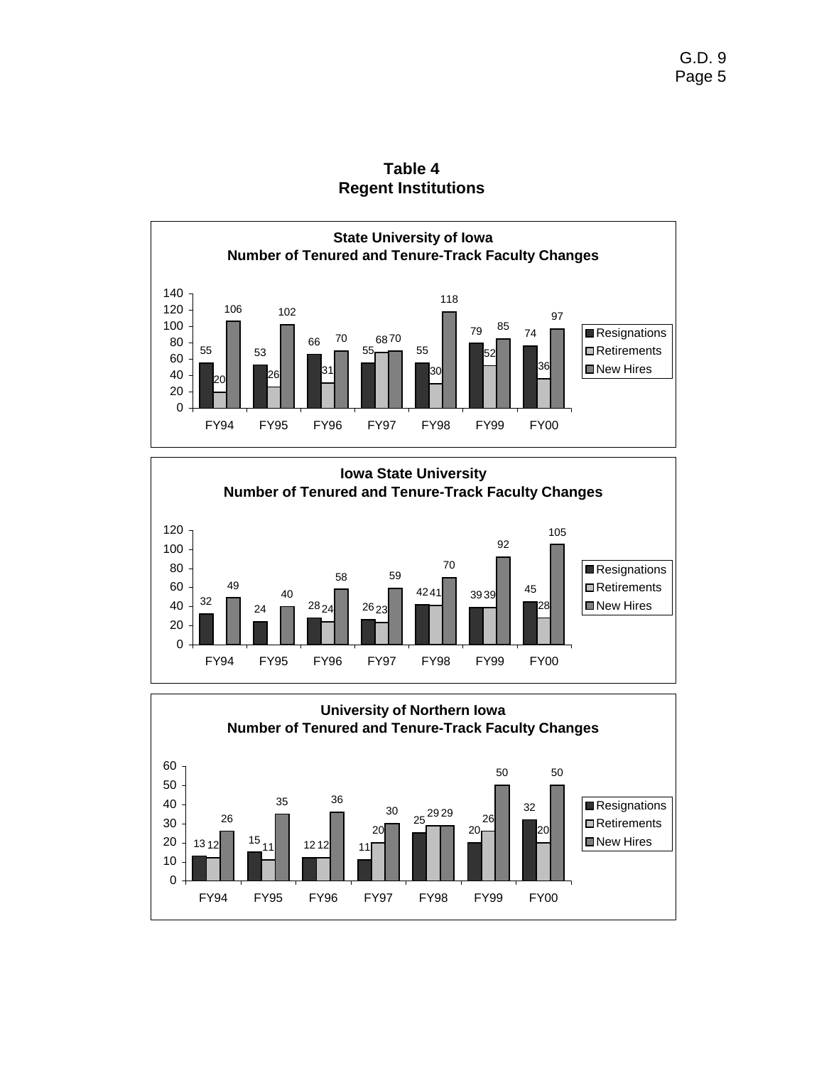# Table 4
## Regent Institutions

### State University of Iowa
### Number of Tenured and Tenure-Track Faculty Changes

| | FY94 | FY95 | FY96 | FY97 | FY98 | FY99 | FY00 |
|---|---|---|---|---|---|---|---|
| Resignations | 55 | 53 | 66 | 55 | 55 | 79 | 74 |
| Retirements | 20 | 26 | 31 | 68 | 30 | 52 | 36 |
| New Hires | 106 | 102 | 70 | 70 | 118 | 85 | 97 |

### Iowa State University
### Number of Tenured and Tenure-Track Faculty Changes

| | FY94 | FY95 | FY96 | FY97 | FY98 | FY99 | FY00 |
|---|---|---|---|---|---|---|---|
| Resignations | 32 | 24 | 28 | 26 | 42 | 39 | 45 |
| Retirements | | | 24 | 23 | 41 | 39 | 28 |
| New Hires | 49 | 40 | 58 | 59 | 70 | 92 | 105 |

### University of Northern Iowa
### Number of Tenured and Tenure-Track Faculty Changes

| | FY94 | FY95 | FY96 | FY97 | FY98 | FY99 | FY00 |
|---|---|---|---|---|---|---|---|
| Resignations | 13 | 15 | 12 | 11 | 25 | 20 | 32 |
| Retirements | 12 | 11 | 12 | 20 | 29 | 26 | 20 |
| New Hires | 26 | 35 | 36 | 30 | 29 | 50 | 50 |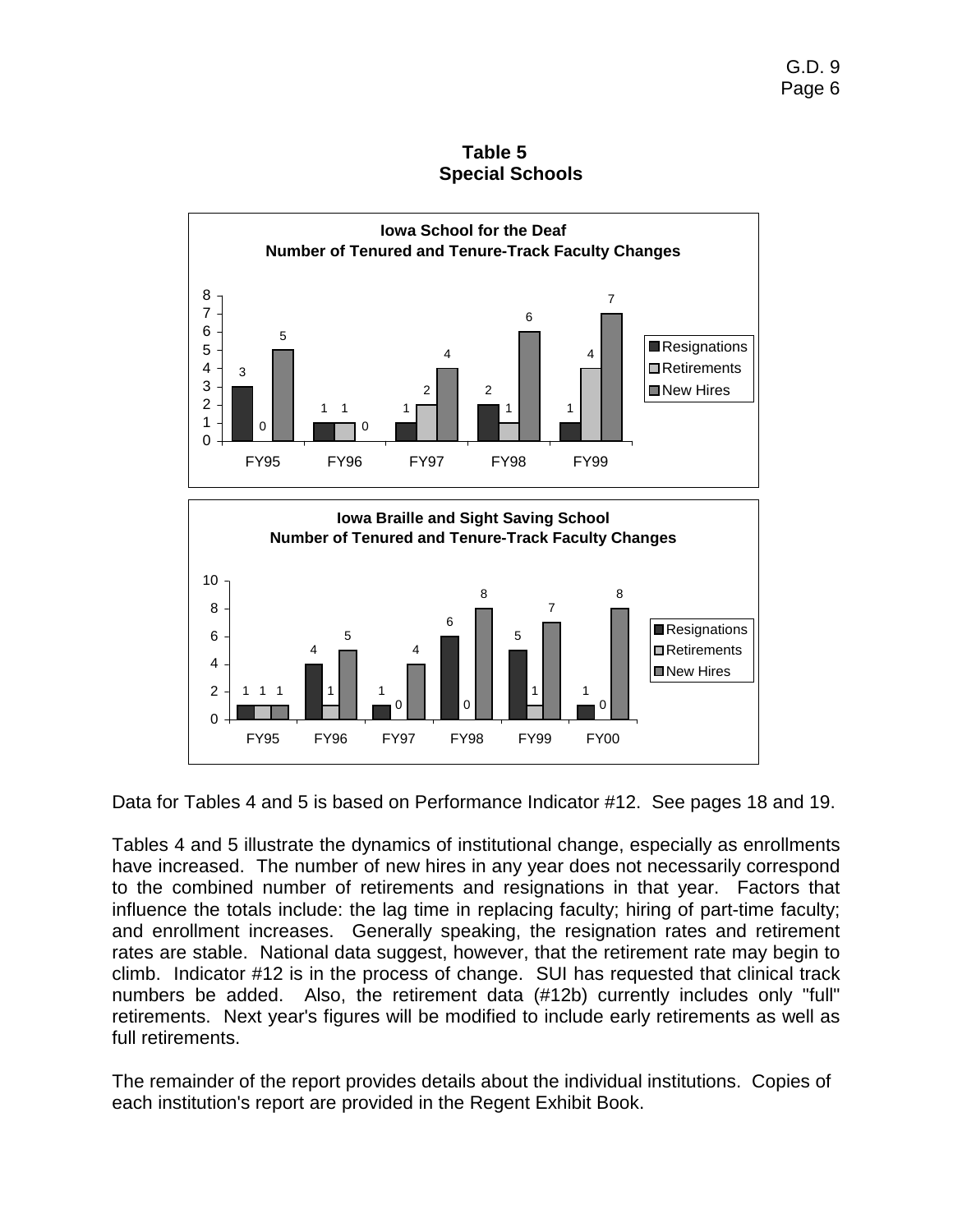**Table 5**
**Special Schools**

**Iowa School for the Deaf**
**Number of Tenured and Tenure-Track Faculty Changes**

| | FY95 | FY96 | FY97 | FY98 | FY99 |
|---|---|---|---|---|---|
| Resignations | 3 | 1 | 1 | 2 | 1 |
| Retirements | 0 | 1 | 2 | 1 | 4 |
| New Hires | 5 | 0 | 4 | 6 | 7 |

**Iowa Braille and Sight Saving School**
**Number of Tenured and Tenure-Track Faculty Changes**

| | FY95 | FY96 | FY97 | FY98 | FY99 | FY00 |
|---|---|---|---|---|---|---|
| Resignations | 1 | 4 | 1 | 6 | 5 | 1 |
| Retirements | 1 | 1 | 0 | 0 | 1 | 0 |
| New Hires | 1 | 5 | 4 | 8 | 7 | 8 |

Data for Tables 4 and 5 is based on Performance Indicator #12. See pages 18 and 19.

Tables 4 and 5 illustrate the dynamics of institutional change, especially as enrollments have increased. The number of new hires in any year does not necessarily correspond to the combined number of retirements and resignations in that year. Factors that influence the totals include: the lag time in replacing faculty; hiring of part-time faculty; and enrollment increases. Generally speaking, the resignation rates and retirement rates are stable. National data suggest, however, that the retirement rate may begin to climb. Indicator #12 is in the process of change. SUI has requested that clinical track numbers be added. Also, the retirement data (#12b) currently includes only "full" retirements. Next year's figures will be modified to include early retirements as well as full retirements.

The remainder of the report provides details about the individual institutions. Copies of each institution's report are provided in the Regent Exhibit Book.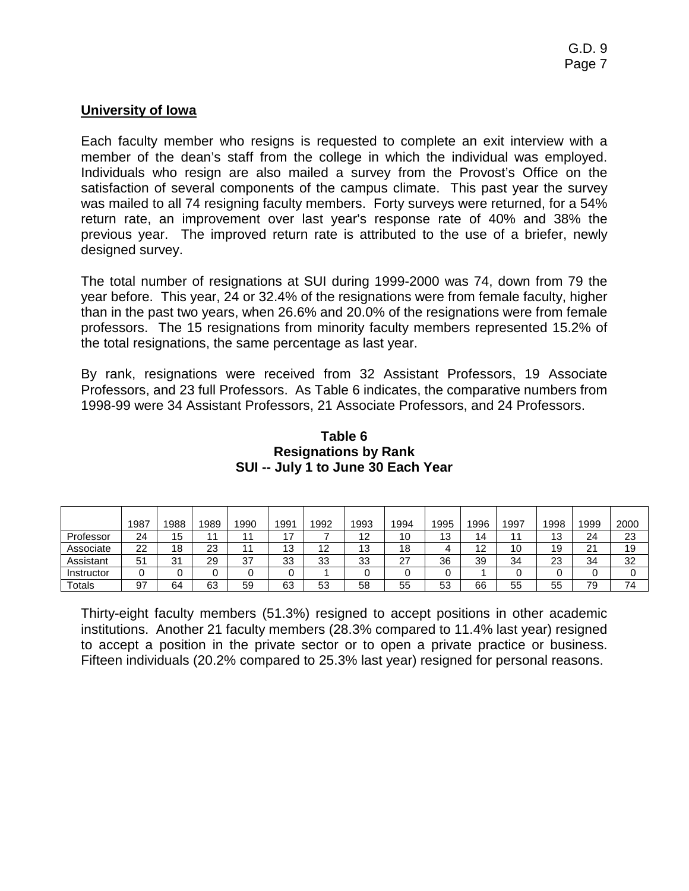## University of Iowa

Each faculty member who resigns is requested to complete an exit interview with a member of the dean's staff from the college in which the individual was employed. Individuals who resign are also mailed a survey from the Provost's Office on the satisfaction of several components of the campus climate. This past year the survey was mailed to all 74 resigning faculty members. Forty surveys were returned, for a 54% return rate, an improvement over last year's response rate of 40% and 38% the previous year. The improved return rate is attributed to the use of a briefer, newly designed survey.

The total number of resignations at SUI during 1999-2000 was 74, down from 79 the year before. This year, 24 or 32.4% of the resignations were from female faculty, higher than in the past two years, when 26.6% and 20.0% of the resignations were from female professors. The 15 resignations from minority faculty members represented 15.2% of the total resignations, the same percentage as last year.

By rank, resignations were received from 32 Assistant Professors, 19 Associate Professors, and 23 full Professors. As Table 6 indicates, the comparative numbers from 1998-99 were 34 Assistant Professors, 21 Associate Professors, and 24 Professors.

**Table 6**
**Resignations by Rank**
**SUI -- July 1 to June 30 Each Year**

| | 1987 | 1988 | 1989 | 1990 | 1991 | 1992 | 1993 | 1994 | 1995 | 1996 | 1997 | 1998 | 1999 | 2000 |
|---|---|---|---|---|---|---|---|---|---|---|---|---|---|---|
| Professor | 24 | 15 | 11 | 11 | 17 | 7 | 12 | 10 | 13 | 14 | 11 | 13 | 24 | 23 |
| Associate | 22 | 18 | 23 | 11 | 13 | 12 | 13 | 18 | 4 | 12 | 10 | 19 | 21 | 19 |
| Assistant | 51 | 31 | 29 | 37 | 33 | 33 | 33 | 27 | 36 | 39 | 34 | 23 | 34 | 32 |
| Instructor | 0 | 0 | 0 | 0 | 0 | 1 | 0 | 0 | 0 | 1 | 0 | 0 | 0 | 0 |
| Totals | 97 | 64 | 63 | 59 | 63 | 53 | 58 | 55 | 53 | 66 | 55 | 55 | 79 | 74 |

Thirty-eight faculty members (51.3%) resigned to accept positions in other academic institutions. Another 21 faculty members (28.3% compared to 11.4% last year) resigned to accept a position in the private sector or to open a private practice or business. Fifteen individuals (20.2% compared to 25.3% last year) resigned for personal reasons.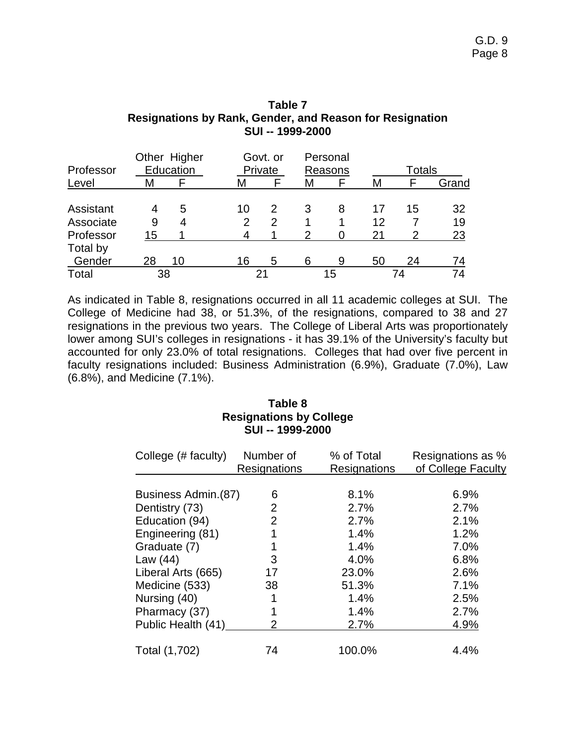**Table 7**
**Resignations by Rank, Gender, and Reason for Resignation**
**SUI -- 1999-2000**

| Professor Level | Other Higher Education | | Govt. or Private | | Personal Reasons | | Totals | | |
|---|---|---|---|---|---|---|---|---|---|
| | M | F | M | F | M | F | M | F | Grand |
| Assistant | 4 | 5 | 10 | 2 | 3 | 8 | 17 | 15 | 32 |
| Associate | 9 | 4 | 2 | 2 | 1 | 1 | 12 | 7 | 19 |
| Professor | 15 | 1 | 4 | 1 | 2 | 0 | 21 | 2 | 23 |
| Total by Gender | 28 | 10 | 16 | 5 | 6 | 9 | 50 | 24 | 74 |
| Total | 38 | | 21 | | 15 | | 74 | | 74 |

As indicated in Table 8, resignations occurred in all 11 academic colleges at SUI. The College of Medicine had 38, or 51.3%, of the resignations, compared to 38 and 27 resignations in the previous two years. The College of Liberal Arts was proportionately lower among SUI's colleges in resignations - it has 39.1% of the University's faculty but accounted for only 23.0% of total resignations. Colleges that had over five percent in faculty resignations included: Business Administration (6.9%), Graduate (7.0%), Law (6.8%), and Medicine (7.1%).

**Table 8**
**Resignations by College**
**SUI -- 1999-2000**

| College (# faculty) | Number of Resignations | % of Total Resignations | Resignations as % of College Faculty |
|---|---|---|---|
| Business Admin.(87) | 6 | 8.1% | 6.9% |
| Dentistry (73) | 2 | 2.7% | 2.7% |
| Education (94) | 2 | 2.7% | 2.1% |
| Engineering (81) | 1 | 1.4% | 1.2% |
| Graduate (7) | 1 | 1.4% | 7.0% |
| Law (44) | 3 | 4.0% | 6.8% |
| Liberal Arts (665) | 17 | 23.0% | 2.6% |
| Medicine (533) | 38 | 51.3% | 7.1% |
| Nursing (40) | 1 | 1.4% | 2.5% |
| Pharmacy (37) | 1 | 1.4% | 2.7% |
| Public Health (41) | 2 | 2.7% | 4.9% |
| Total (1,702) | 74 | 100.0% | 4.4% |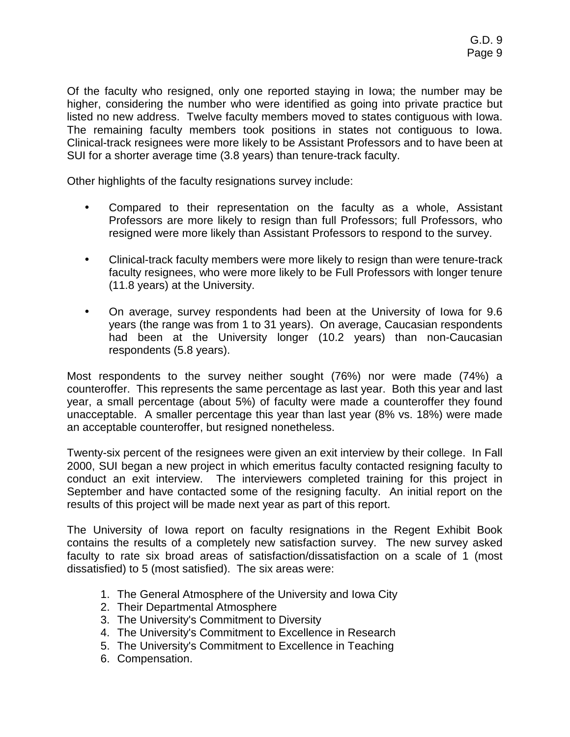Of the faculty who resigned, only one reported staying in Iowa; the number may be higher, considering the number who were identified as going into private practice but listed no new address. Twelve faculty members moved to states contiguous with Iowa. The remaining faculty members took positions in states not contiguous to Iowa. Clinical-track resignees were more likely to be Assistant Professors and to have been at SUI for a shorter average time (3.8 years) than tenure-track faculty.

Other highlights of the faculty resignations survey include:

- Compared to their representation on the faculty as a whole, Assistant Professors are more likely to resign than full Professors; full Professors, who resigned were more likely than Assistant Professors to respond to the survey.
- Clinical-track faculty members were more likely to resign than were tenure-track faculty resignees, who were more likely to be Full Professors with longer tenure (11.8 years) at the University.
- On average, survey respondents had been at the University of Iowa for 9.6 years (the range was from 1 to 31 years). On average, Caucasian respondents had been at the University longer (10.2 years) than non-Caucasian respondents (5.8 years).

Most respondents to the survey neither sought (76%) nor were made (74%) a counteroffer. This represents the same percentage as last year. Both this year and last year, a small percentage (about 5%) of faculty were made a counteroffer they found unacceptable. A smaller percentage this year than last year (8% vs. 18%) were made an acceptable counteroffer, but resigned nonetheless.

Twenty-six percent of the resignees were given an exit interview by their college. In Fall 2000, SUI began a new project in which emeritus faculty contacted resigning faculty to conduct an exit interview. The interviewers completed training for this project in September and have contacted some of the resigning faculty. An initial report on the results of this project will be made next year as part of this report.

The University of Iowa report on faculty resignations in the Regent Exhibit Book contains the results of a completely new satisfaction survey. The new survey asked faculty to rate six broad areas of satisfaction/dissatisfaction on a scale of 1 (most dissatisfied) to 5 (most satisfied). The six areas were:

1. The General Atmosphere of the University and Iowa City
2. Their Departmental Atmosphere
3. The University's Commitment to Diversity
4. The University's Commitment to Excellence in Research
5. The University's Commitment to Excellence in Teaching
6. Compensation.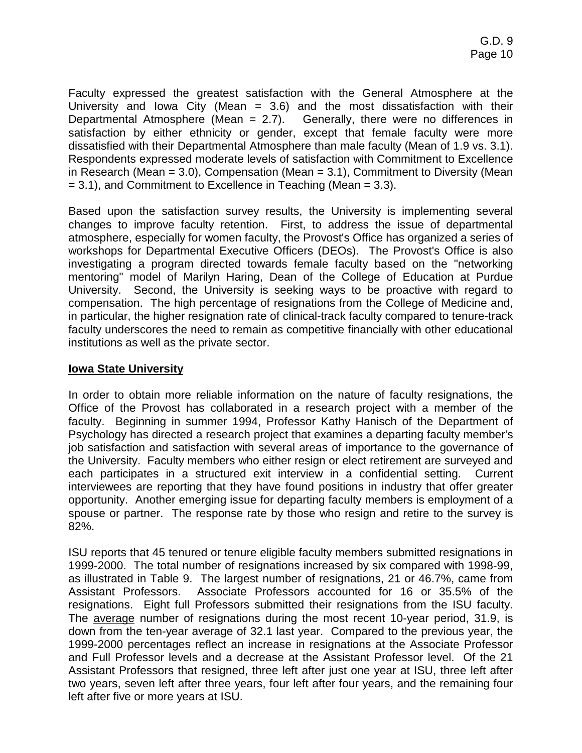Faculty expressed the greatest satisfaction with the General Atmosphere at the University and Iowa City (Mean = 3.6) and the most dissatisfaction with their Departmental Atmosphere (Mean = 2.7). Generally, there were no differences in satisfaction by either ethnicity or gender, except that female faculty were more dissatisfied with their Departmental Atmosphere than male faculty (Mean of 1.9 vs. 3.1). Respondents expressed moderate levels of satisfaction with Commitment to Excellence in Research (Mean = 3.0), Compensation (Mean = 3.1), Commitment to Diversity (Mean = 3.1), and Commitment to Excellence in Teaching (Mean = 3.3).

Based upon the satisfaction survey results, the University is implementing several changes to improve faculty retention. First, to address the issue of departmental atmosphere, especially for women faculty, the Provost's Office has organized a series of workshops for Departmental Executive Officers (DEOs). The Provost's Office is also investigating a program directed towards female faculty based on the "networking mentoring" model of Marilyn Haring, Dean of the College of Education at Purdue University. Second, the University is seeking ways to be proactive with regard to compensation. The high percentage of resignations from the College of Medicine and, in particular, the higher resignation rate of clinical-track faculty compared to tenure-track faculty underscores the need to remain as competitive financially with other educational institutions as well as the private sector.

## Iowa State University

In order to obtain more reliable information on the nature of faculty resignations, the Office of the Provost has collaborated in a research project with a member of the faculty. Beginning in summer 1994, Professor Kathy Hanisch of the Department of Psychology has directed a research project that examines a departing faculty member's job satisfaction and satisfaction with several areas of importance to the governance of the University. Faculty members who either resign or elect retirement are surveyed and each participates in a structured exit interview in a confidential setting. Current interviewees are reporting that they have found positions in industry that offer greater opportunity. Another emerging issue for departing faculty members is employment of a spouse or partner. The response rate by those who resign and retire to the survey is 82%.

ISU reports that 45 tenured or tenure eligible faculty members submitted resignations in 1999-2000. The total number of resignations increased by six compared with 1998-99, as illustrated in Table 9. The largest number of resignations, 21 or 46.7%, came from Assistant Professors. Associate Professors accounted for 16 or 35.5% of the resignations. Eight full Professors submitted their resignations from the ISU faculty. The <u>average</u> number of resignations during the most recent 10-year period, 31.9, is down from the ten-year average of 32.1 last year. Compared to the previous year, the 1999-2000 percentages reflect an increase in resignations at the Associate Professor and Full Professor levels and a decrease at the Assistant Professor level. Of the 21 Assistant Professors that resigned, three left after just one year at ISU, three left after two years, seven left after three years, four left after four years, and the remaining four left after five or more years at ISU.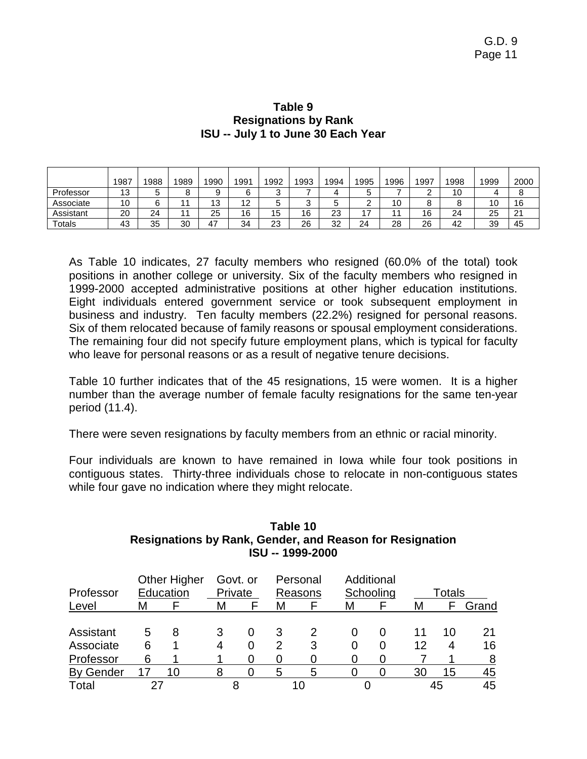**Table 9**
**Resignations by Rank**
**ISU -- July 1 to June 30 Each Year**

| | 1987 | 1988 | 1989 | 1990 | 1991 | 1992 | 1993 | 1994 | 1995 | 1996 | 1997 | 1998 | 1999 | 2000 |
|---|---|---|---|---|---|---|---|---|---|---|---|---|---|---|
| Professor | 13 | 5 | 8 | 9 | 6 | 3 | 7 | 4 | 5 | 7 | 2 | 10 | 4 | 8 |
| Associate | 10 | 6 | 11 | 13 | 12 | 5 | 3 | 5 | 2 | 10 | 8 | 8 | 10 | 16 |
| Assistant | 20 | 24 | 11 | 25 | 16 | 15 | 16 | 23 | 17 | 11 | 16 | 24 | 25 | 21 |
| Totals | 43 | 35 | 30 | 47 | 34 | 23 | 26 | 32 | 24 | 28 | 26 | 42 | 39 | 45 |

As Table 10 indicates, 27 faculty members who resigned (60.0% of the total) took positions in another college or university. Six of the faculty members who resigned in 1999-2000 accepted administrative positions at other higher education institutions. Eight individuals entered government service or took subsequent employment in business and industry. Ten faculty members (22.2%) resigned for personal reasons. Six of them relocated because of family reasons or spousal employment considerations. The remaining four did not specify future employment plans, which is typical for faculty who leave for personal reasons or as a result of negative tenure decisions.

Table 10 further indicates that of the 45 resignations, 15 were women. It is a higher number than the average number of female faculty resignations for the same ten-year period (11.4).

There were seven resignations by faculty members from an ethnic or racial minority.

Four individuals are known to have remained in Iowa while four took positions in contiguous states. Thirty-three individuals chose to relocate in non-contiguous states while four gave no indication where they might relocate.

**Table 10**
**Resignations by Rank, Gender, and Reason for Resignation**
**ISU -- 1999-2000**

| Professor Level | Other Higher Education | | Govt. or Private | | Personal Reasons | | Additional Schooling | | Totals | | |
|---|---|---|---|---|---|---|---|---|---|---|---|
| | M | F | M | F | M | F | M | F | M | F | Grand |
| Assistant | 5 | 8 | 3 | 0 | 3 | 2 | 0 | 0 | 11 | 10 | 21 |
| Associate | 6 | 1 | 4 | 0 | 2 | 3 | 0 | 0 | 12 | 4 | 16 |
| Professor | 6 | 1 | 1 | 0 | 0 | 0 | 0 | 0 | 7 | 1 | 8 |
| By Gender | 17 | 10 | 8 | 0 | 5 | 5 | 0 | 0 | 30 | 15 | 45 |
| Total | 27 | | 8 | | 10 | | 0 | | 45 | | 45 |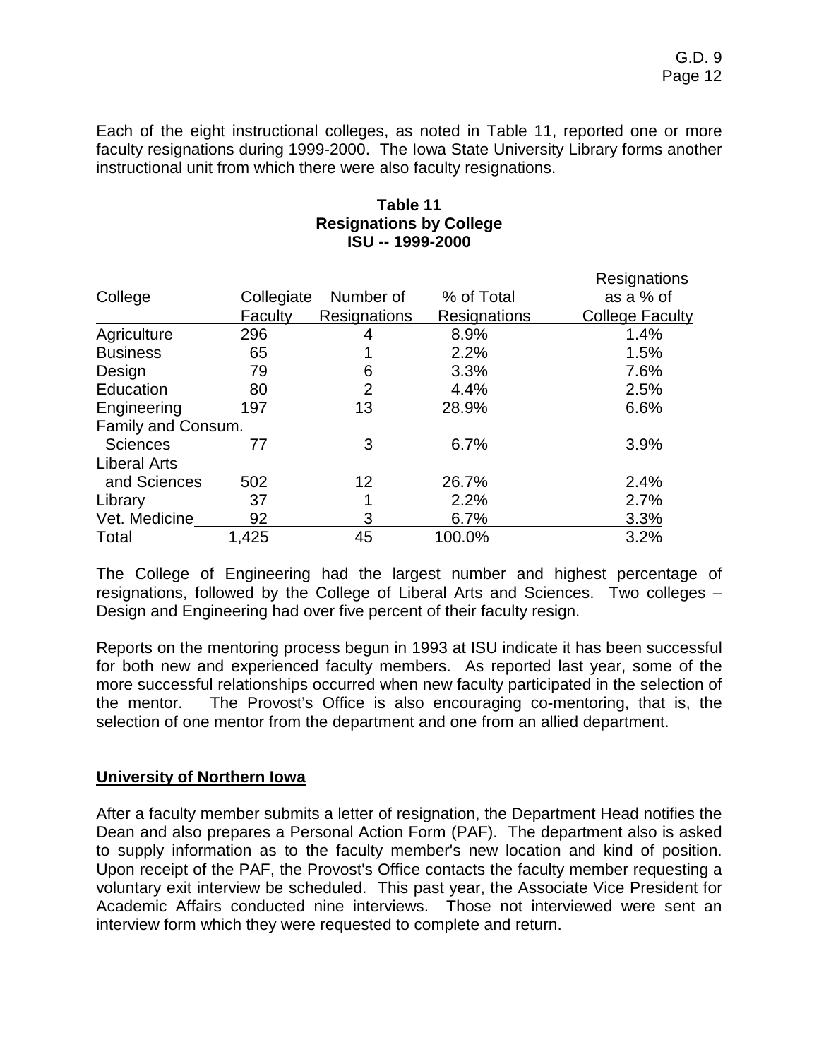Each of the eight instructional colleges, as noted in Table 11, reported one or more faculty resignations during 1999-2000. The Iowa State University Library forms another instructional unit from which there were also faculty resignations.

**Table 11**
**Resignations by College**
**ISU -- 1999-2000**

| College | Collegiate Faculty | Number of Resignations | % of Total Resignations | Resignations as a % of College Faculty |
|---|---|---|---|---|
| Agriculture | 296 | 4 | 8.9% | 1.4% |
| Business | 65 | 1 | 2.2% | 1.5% |
| Design | 79 | 6 | 3.3% | 7.6% |
| Education | 80 | 2 | 4.4% | 2.5% |
| Engineering | 197 | 13 | 28.9% | 6.6% |
| Family and Consum. Sciences | 77 | 3 | 6.7% | 3.9% |
| Liberal Arts and Sciences | 502 | 12 | 26.7% | 2.4% |
| Library | 37 | 1 | 2.2% | 2.7% |
| Vet. Medicine | 92 | 3 | 6.7% | 3.3% |
| Total | 1,425 | 45 | 100.0% | 3.2% |

The College of Engineering had the largest number and highest percentage of resignations, followed by the College of Liberal Arts and Sciences. Two colleges – Design and Engineering had over five percent of their faculty resign.

Reports on the mentoring process begun in 1993 at ISU indicate it has been successful for both new and experienced faculty members. As reported last year, some of the more successful relationships occurred when new faculty participated in the selection of the mentor. The Provost's Office is also encouraging co-mentoring, that is, the selection of one mentor from the department and one from an allied department.

**University of Northern Iowa**

After a faculty member submits a letter of resignation, the Department Head notifies the Dean and also prepares a Personal Action Form (PAF). The department also is asked to supply information as to the faculty member's new location and kind of position. Upon receipt of the PAF, the Provost's Office contacts the faculty member requesting a voluntary exit interview be scheduled. This past year, the Associate Vice President for Academic Affairs conducted nine interviews. Those not interviewed were sent an interview form which they were requested to complete and return.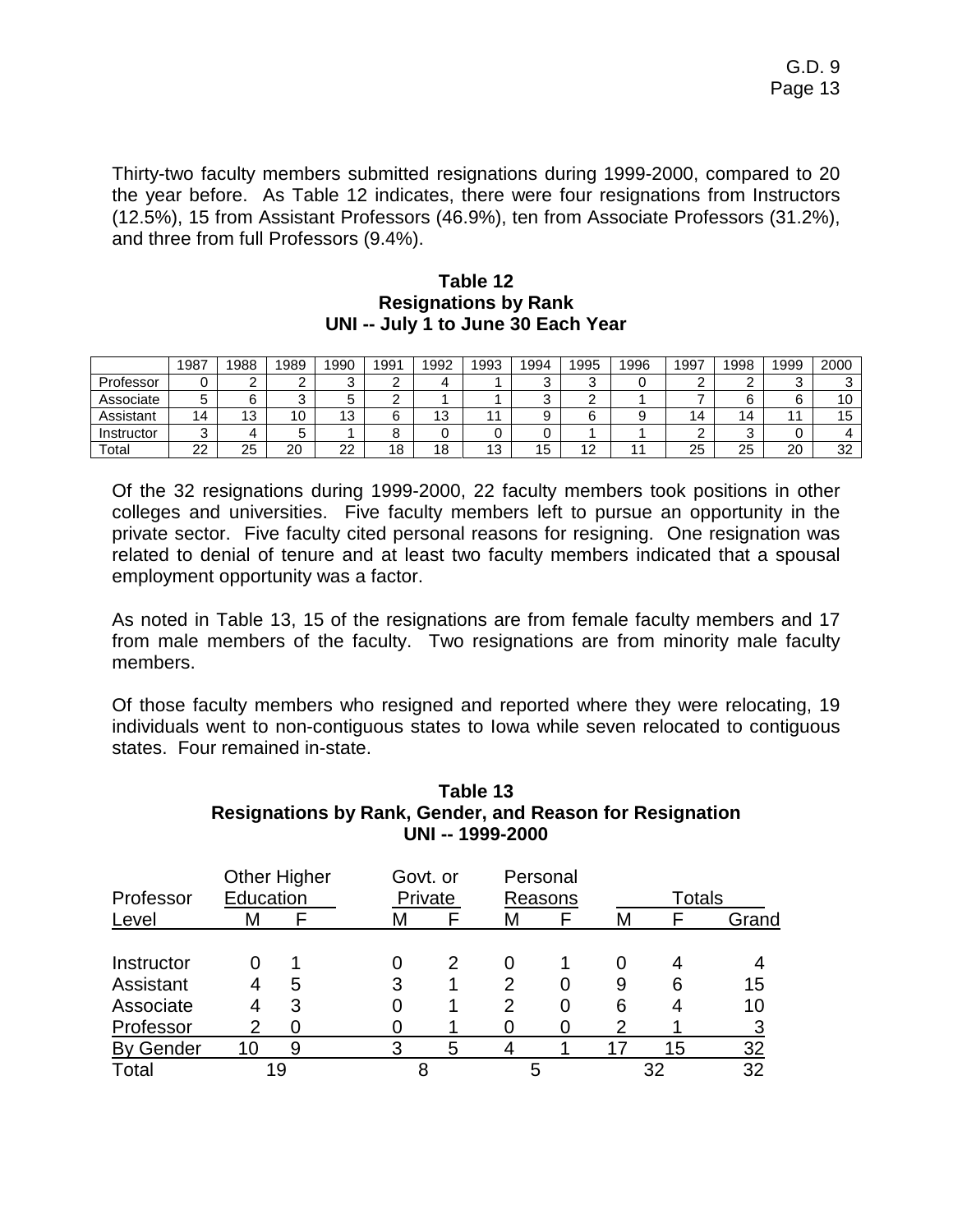Thirty-two faculty members submitted resignations during 1999-2000, compared to 20 the year before. As Table 12 indicates, there were four resignations from Instructors (12.5%), 15 from Assistant Professors (46.9%), ten from Associate Professors (31.2%), and three from full Professors (9.4%).

**Table 12**
**Resignations by Rank**
**UNI -- July 1 to June 30 Each Year**

| | 1987 | 1988 | 1989 | 1990 | 1991 | 1992 | 1993 | 1994 | 1995 | 1996 | 1997 | 1998 | 1999 | 2000 |
|---|---|---|---|---|---|---|---|---|---|---|---|---|---|---|
| Professor | 0 | 2 | 2 | 3 | 2 | 4 | 1 | 3 | 3 | 0 | 2 | 2 | 3 | 3 |
| Associate | 5 | 6 | 3 | 5 | 2 | 1 | 1 | 3 | 2 | 1 | 7 | 6 | 6 | 10 |
| Assistant | 14 | 13 | 10 | 13 | 6 | 13 | 11 | 9 | 6 | 9 | 14 | 14 | 11 | 15 |
| Instructor | 3 | 4 | 5 | 1 | 8 | 0 | 0 | 0 | 1 | 1 | 2 | 3 | 0 | 4 |
| Total | 22 | 25 | 20 | 22 | 18 | 18 | 13 | 15 | 12 | 11 | 25 | 25 | 20 | 32 |

Of the 32 resignations during 1999-2000, 22 faculty members took positions in other colleges and universities. Five faculty members left to pursue an opportunity in the private sector. Five faculty cited personal reasons for resigning. One resignation was related to denial of tenure and at least two faculty members indicated that a spousal employment opportunity was a factor.

As noted in Table 13, 15 of the resignations are from female faculty members and 17 from male members of the faculty. Two resignations are from minority male faculty members.

Of those faculty members who resigned and reported where they were relocating, 19 individuals went to non-contiguous states to Iowa while seven relocated to contiguous states. Four remained in-state.

**Table 13**
**Resignations by Rank, Gender, and Reason for Resignation**
**UNI -- 1999-2000**

| Professor Level | Other Higher Education | | Govt. or Private | | Personal Reasons | | Totals | | |
|---|---|---|---|---|---|---|---|---|---|
| | M | F | M | F | M | F | M | F | Grand |
| Instructor | 0 | 1 | 0 | 2 | 0 | 1 | 0 | 4 | 4 |
| Assistant | 4 | 5 | 3 | 1 | 2 | 0 | 9 | 6 | 15 |
| Associate | 4 | 3 | 0 | 1 | 2 | 0 | 6 | 4 | 10 |
| Professor | 2 | 0 | 0 | 1 | 0 | 0 | 2 | 1 | 3 |
| By Gender | 10 | 9 | 3 | 5 | 4 | 1 | 17 | 15 | 32 |
| Total | 19 | | 8 | | 5 | | 32 | | 32 |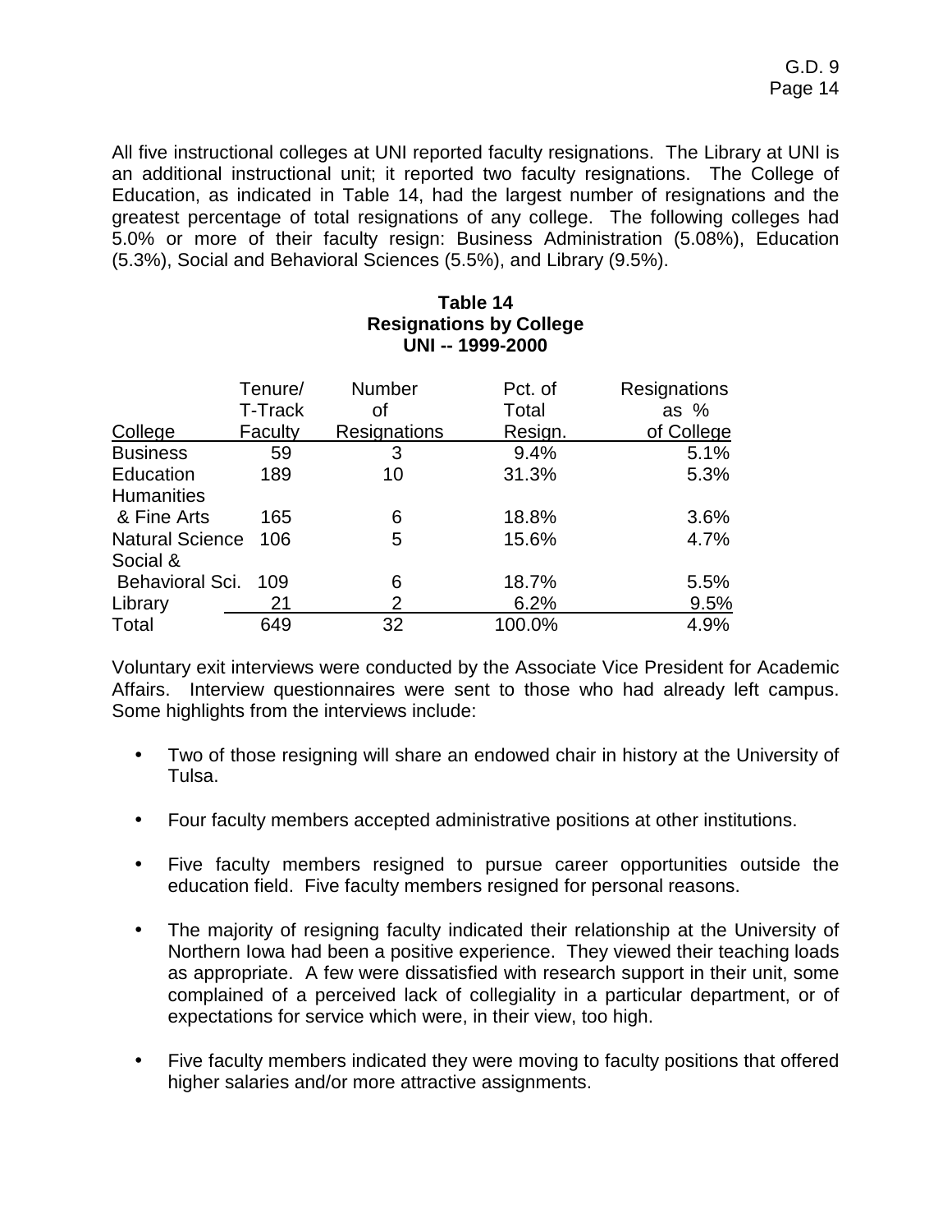All five instructional colleges at UNI reported faculty resignations. The Library at UNI is an additional instructional unit; it reported two faculty resignations. The College of Education, as indicated in Table 14, had the largest number of resignations and the greatest percentage of total resignations of any college. The following colleges had 5.0% or more of their faculty resign: Business Administration (5.08%), Education (5.3%), Social and Behavioral Sciences (5.5%), and Library (9.5%).

**Table 14**
**Resignations by College**
**UNI -- 1999-2000**

| College | Tenure/ T-Track Faculty | Number of Resignations | Pct. of Total Resign. | Resignations as % of College |
|---|---|---|---|---|
| Business | 59 | 3 | 9.4% | 5.1% |
| Education | 189 | 10 | 31.3% | 5.3% |
| Humanities & Fine Arts | 165 | 6 | 18.8% | 3.6% |
| Natural Science | 106 | 5 | 15.6% | 4.7% |
| Social & Behavioral Sci. | 109 | 6 | 18.7% | 5.5% |
| Library | 21 | 2 | 6.2% | 9.5% |
| Total | 649 | 32 | 100.0% | 4.9% |

Voluntary exit interviews were conducted by the Associate Vice President for Academic Affairs. Interview questionnaires were sent to those who had already left campus. Some highlights from the interviews include:

- Two of those resigning will share an endowed chair in history at the University of Tulsa.
- Four faculty members accepted administrative positions at other institutions.
- Five faculty members resigned to pursue career opportunities outside the education field. Five faculty members resigned for personal reasons.
- The majority of resigning faculty indicated their relationship at the University of Northern Iowa had been a positive experience. They viewed their teaching loads as appropriate. A few were dissatisfied with research support in their unit, some complained of a perceived lack of collegiality in a particular department, or of expectations for service which were, in their view, too high.
- Five faculty members indicated they were moving to faculty positions that offered higher salaries and/or more attractive assignments.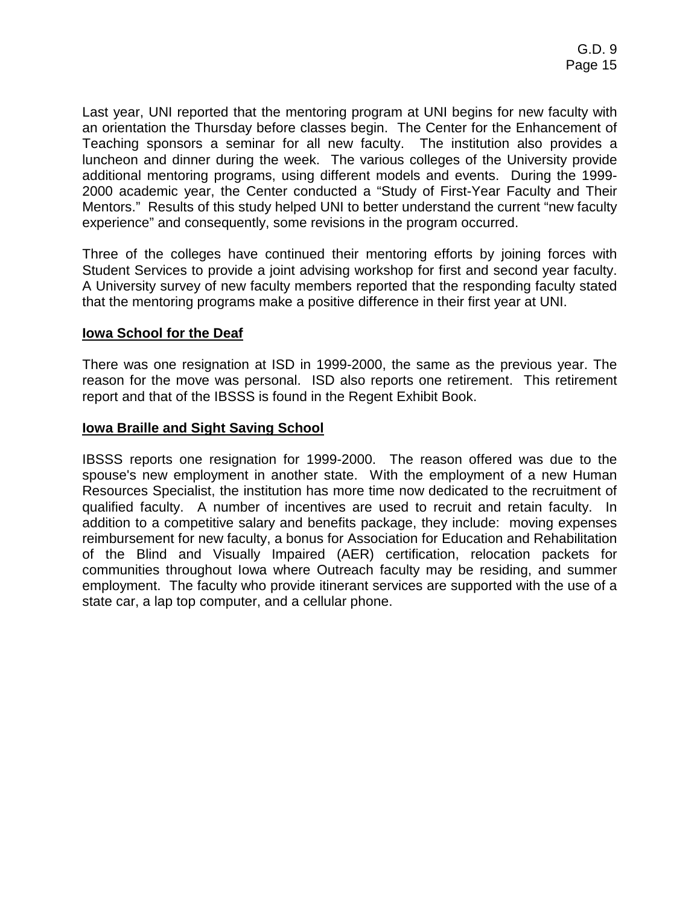Last year, UNI reported that the mentoring program at UNI begins for new faculty with an orientation the Thursday before classes begin. The Center for the Enhancement of Teaching sponsors a seminar for all new faculty. The institution also provides a luncheon and dinner during the week. The various colleges of the University provide additional mentoring programs, using different models and events. During the 1999-2000 academic year, the Center conducted a "Study of First-Year Faculty and Their Mentors." Results of this study helped UNI to better understand the current "new faculty experience" and consequently, some revisions in the program occurred.

Three of the colleges have continued their mentoring efforts by joining forces with Student Services to provide a joint advising workshop for first and second year faculty. A University survey of new faculty members reported that the responding faculty stated that the mentoring programs make a positive difference in their first year at UNI.

**Iowa School for the Deaf**

There was one resignation at ISD in 1999-2000, the same as the previous year. The reason for the move was personal. ISD also reports one retirement. This retirement report and that of the IBSSS is found in the Regent Exhibit Book.

**Iowa Braille and Sight Saving School**

IBSSS reports one resignation for 1999-2000. The reason offered was due to the spouse's new employment in another state. With the employment of a new Human Resources Specialist, the institution has more time now dedicated to the recruitment of qualified faculty. A number of incentives are used to recruit and retain faculty. In addition to a competitive salary and benefits package, they include: moving expenses reimbursement for new faculty, a bonus for Association for Education and Rehabilitation of the Blind and Visually Impaired (AER) certification, relocation packets for communities throughout Iowa where Outreach faculty may be residing, and summer employment. The faculty who provide itinerant services are supported with the use of a state car, a lap top computer, and a cellular phone.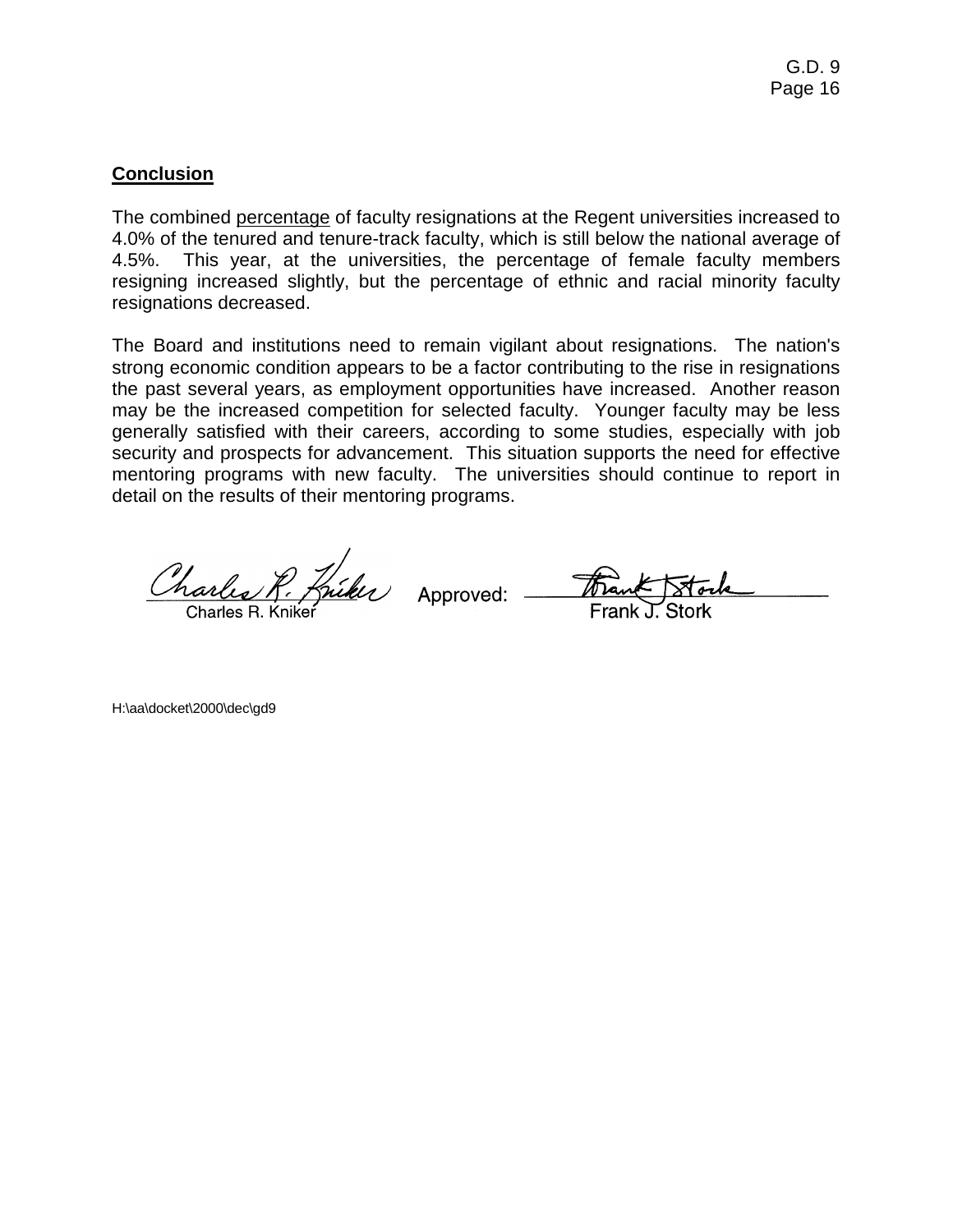## **Conclusion**

The combined percentage of faculty resignations at the Regent universities increased to 4.0% of the tenured and tenure-track faculty, which is still below the national average of 4.5%. This year, at the universities, the percentage of female faculty members resigning increased slightly, but the percentage of ethnic and racial minority faculty resignations decreased.

The Board and institutions need to remain vigilant about resignations. The nation's strong economic condition appears to be a factor contributing to the rise in resignations the past several years, as employment opportunities have increased. Another reason may be the increased competition for selected faculty. Younger faculty may be less generally satisfied with their careers, according to some studies, especially with job security and prospects for advancement. This situation supports the need for effective mentoring programs with new faculty. The universities should continue to report in detail on the results of their mentoring programs.

Charles R. Kniker &nbsp;&nbsp;&nbsp;&nbsp; Approved: Frank J. Stork

H:\aa\docket\2000\dec\gd9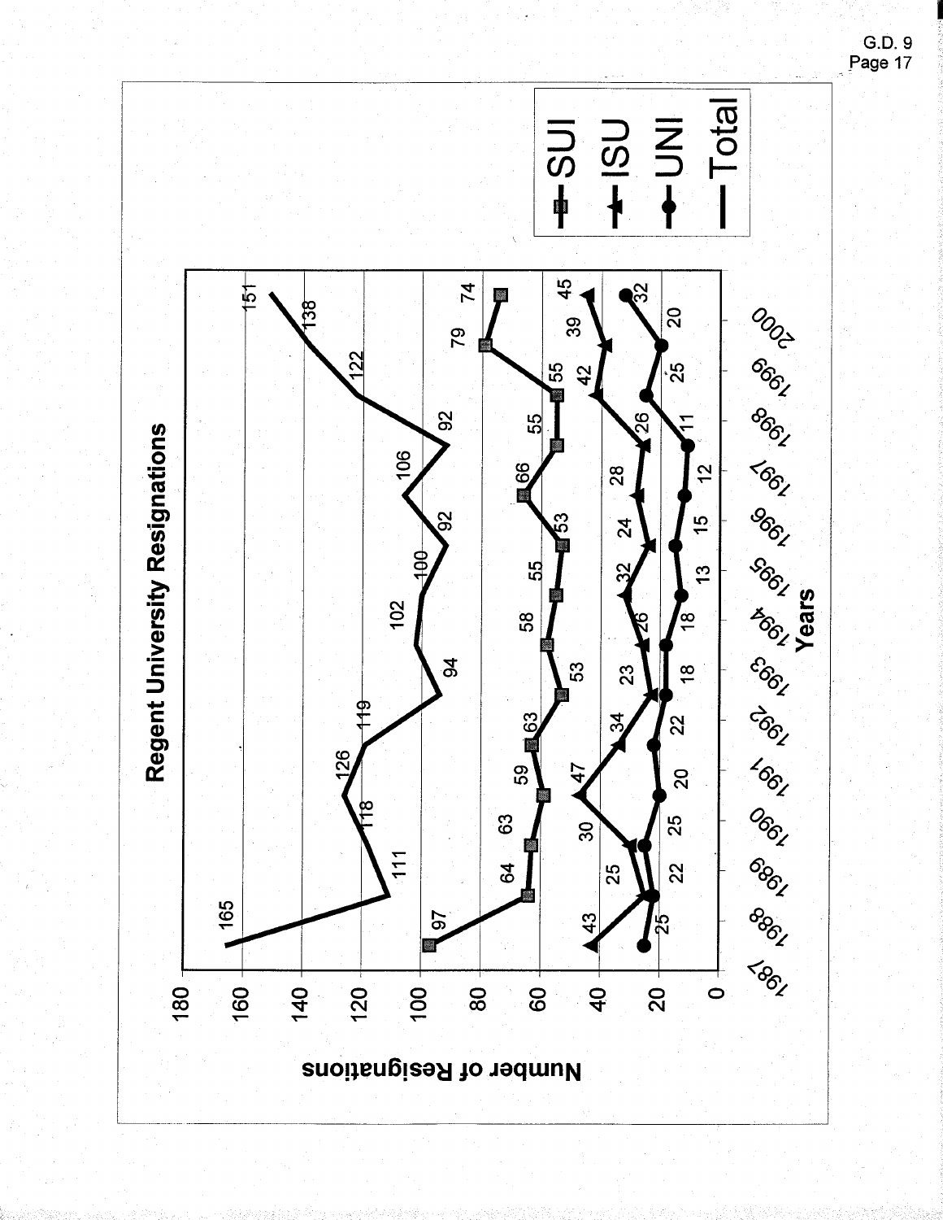## Regent University Resignations

| Years | SUI | ISU | UNI | Total |
|---|---|---|---|---|
| 1987 | 97 | 43 | 25 | 165 |
| 1988 | 64 | 25 | 22 | 111 |
| 1989 | 63 | 30 | 25 | 118 |
| 1990 | 59 | 47 | 20 | 126 |
| 1991 | 63 | 34 | 22 | 119 |
| 1992 | 53 | 23 | 18 | 94 |
| 1993 | 58 | 26 | 18 | 102 |
| 1994 | 55 | 32 | 13 | 100 |
| 1995 | 53 | 24 | 15 | 92 |
| 1996 | 66 | 28 | 12 | 106 |
| 1997 | 55 | 26 | 11 | 92 |
| 1998 | 55 | 42 | 25 | 122 |
| 1999 | 79 | 39 | 20 | 138 |
| 2000 | 74 | 45 | 32 | 151 |

Number of Resignations (y-axis, 0–180); Years (x-axis, 1987–2000)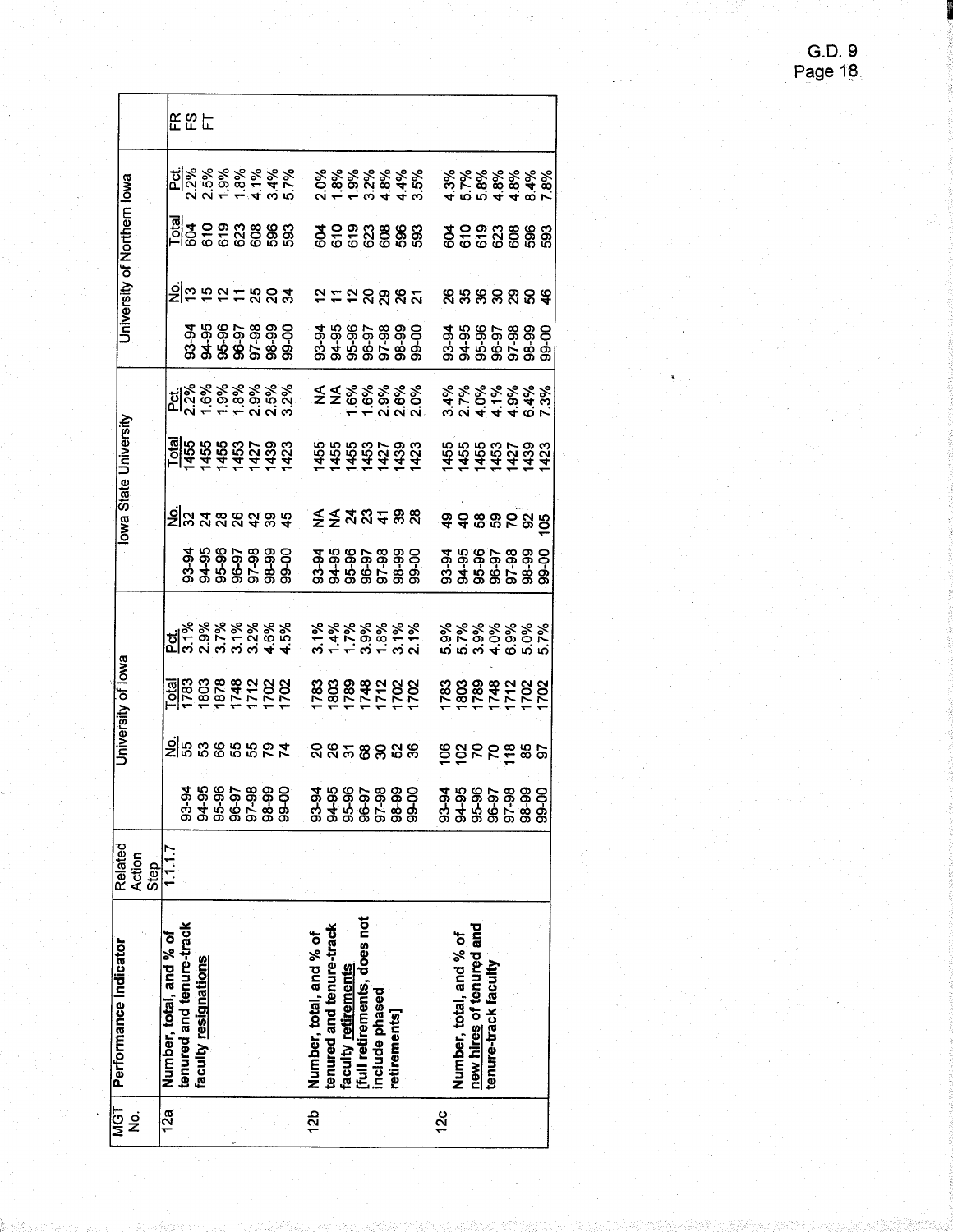| MGT No. | Performance Indicator | Related Action Step | University of Iowa | | | | Iowa State University | | | | University of Northern Iowa | | | | |
|---|---|---|---|---|---|---|---|---|---|---|---|---|---|---|---|
| | | | | No. | Total | Pct. | | No. | Total | Pct. | | No. | Total | Pct. | |
| 12a | Number, total, and % of tenured and tenure-track faculty resignations | 1.1.1.7 | 93-94 | 55 | 1783 | 3.1% | 93-94 | 32 | 1455 | 2.2% | 93-94 | 13 | 604 | 2.2% | FR |
| | | | 94-95 | 53 | 1803 | 2.9% | 94-95 | 24 | 1455 | 1.6% | 94-95 | 15 | 610 | 2.5% | FS |
| | | | 95-96 | 66 | 1878 | 3.7% | 95-96 | 28 | 1455 | 1.9% | 95-96 | 12 | 619 | 1.9% | FT |
| | | | 96-97 | 55 | 1748 | 3.1% | 96-97 | 26 | 1453 | 1.8% | 96-97 | 11 | 623 | 1.8% | |
| | | | 97-98 | 55 | 1712 | 3.2% | 97-98 | 42 | 1427 | 2.9% | 97-98 | 25 | 608 | 4.1% | |
| | | | 98-99 | 79 | 1702 | 4.6% | 98-99 | 39 | 1439 | 2.5% | 98-99 | 20 | 596 | 3.4% | |
| | | | 99-00 | 74 | 1702 | 4.5% | 99-00 | 45 | 1423 | 3.2% | 99-00 | 34 | 593 | 5.7% | |
| 12b | Number, total, and % of tenured and tenure-track faculty retirements [full retirements, does not include phased retirements] | | 93-94 | 20 | 1783 | 3.1% | 93-94 | NA | 1455 | NA | 93-94 | 12 | 604 | 2.0% | |
| | | | 94-95 | 26 | 1803 | 1.4% | 94-95 | NA | 1455 | NA | 94-95 | 11 | 610 | 1.8% | |
| | | | 95-96 | 31 | 1789 | 1.7% | 95-96 | 24 | 1455 | 1.6% | 95-96 | 12 | 619 | 1.9% | |
| | | | 96-97 | 68 | 1748 | 3.9% | 96-97 | 23 | 1453 | 1.6% | 96-97 | 20 | 623 | 3.2% | |
| | | | 97-98 | 30 | 1712 | 1.8% | 97-98 | 41 | 1427 | 2.9% | 97-98 | 29 | 608 | 4.8% | |
| | | | 98-99 | 52 | 1702 | 3.1% | 98-99 | 39 | 1439 | 2.6% | 98-99 | 26 | 596 | 4.4% | |
| | | | 99-00 | 36 | 1702 | 2.1% | 99-00 | 28 | 1423 | 2.0% | 99-00 | 21 | 593 | 3.5% | |
| 12c | Number, total, and % of new hires of tenured and tenure-track faculty | | 93-94 | 106 | 1783 | 5.9% | 93-94 | 49 | 1455 | 3.4% | 93-94 | 26 | 604 | 4.3% | |
| | | | 94-95 | 102 | 1803 | 5.7% | 94-95 | 40 | 1455 | 2.7% | 94-95 | 35 | 610 | 5.7% | |
| | | | 95-96 | 70 | 1789 | 3.9% | 95-96 | 58 | 1455 | 4.0% | 95-96 | 36 | 619 | 5.8% | |
| | | | 96-97 | 70 | 1748 | 4.0% | 96-97 | 59 | 1453 | 4.1% | 96-97 | 30 | 623 | 4.8% | |
| | | | 97-98 | 118 | 1712 | 6.9% | 97-98 | 70 | 1427 | 4.9% | 97-98 | 29 | 608 | 4.8% | |
| | | | 98-99 | 85 | 1702 | 5.0% | 98-99 | 92 | 1439 | 6.4% | 98-99 | 50 | 596 | 8.4% | |
| | | | 99-00 | 97 | 1702 | 5.7% | 99-00 | 105 | 1423 | 7.3% | 99-00 | 46 | 593 | 7.8% | |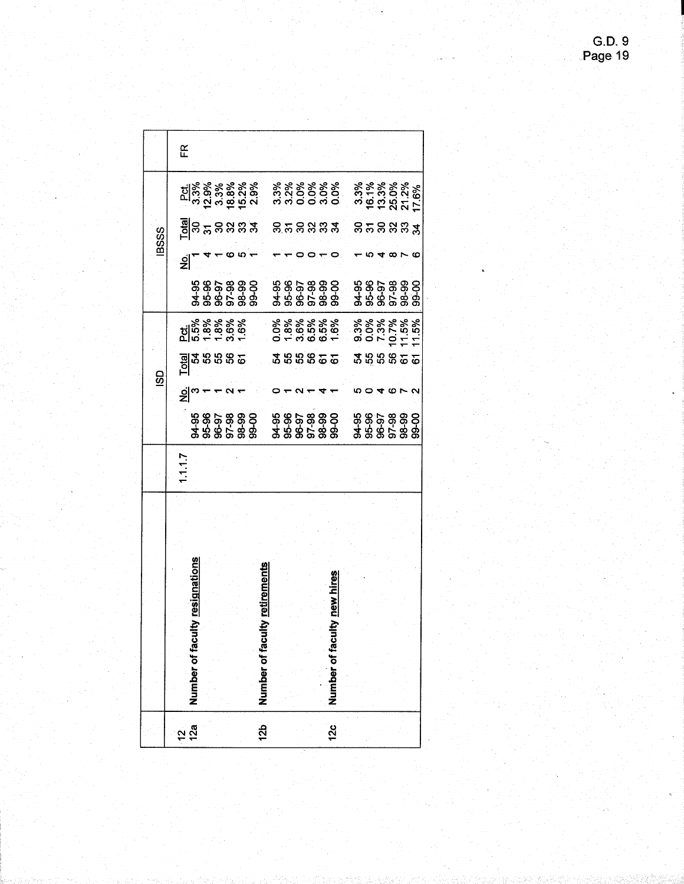| | | | ISD | | | | IBSSS | | | | FR |
|---|---|---|---|---|---|---|---|---|---|---|---|
| | | | | No. | Total | Pct. | | No. | Total | Pct. | |
| 12 | | | | | | | | | | | |
| 12a | Number of faculty <u>resignations</u> | 1.1.1.7 | 94-95 | 3 | 54 | 5.5% | 94-95 | 1 | 30 | 3.3% | |
| | | | 95-96 | 1 | 55 | 1.8% | 95-96 | 4 | 31 | 12.9% | |
| | | | 96-97 | 1 | 55 | 1.8% | 96-97 | 1 | 30 | 3.3% | |
| | | | 97-98 | 2 | 56 | 3.6% | 97-98 | 6 | 32 | 18.8% | |
| | | | 98-99 | 1 | 61 | 1.6% | 98-99 | 5 | 33 | 15.2% | |
| | | | 99-00 | | | | 99-00 | 1 | 34 | 2.9% | |
| 12b | Number of faculty <u>retirements</u> | | 94-95 | 0 | 54 | 0.0% | 94-95 | 1 | 30 | 3.3% | |
| | | | 95-96 | 1 | 55 | 1.8% | 95-96 | 1 | 31 | 3.2% | |
| | | | 96-97 | 2 | 55 | 3.6% | 96-97 | 0 | 30 | 0.0% | |
| | | | 97-98 | 1 | 56 | 6.5% | 97-98 | 0 | 32 | 0.0% | |
| | | | 98-99 | 4 | 61 | 6.5% | 98-99 | 1 | 33 | 3.0% | |
| | | | 99-00 | 1 | 61 | 1.6% | 99-00 | 0 | 34 | 0.0% | |
| 12c | Number of faculty <u>new hires</u> | | 94-95 | 5 | 54 | 9.3% | 94-95 | 1 | 30 | 3.3% | |
| | | | 95-96 | 0 | 55 | 0.0% | 95-96 | 5 | 31 | 16.1% | |
| | | | 96-97 | 4 | 55 | 7.3% | 96-97 | 4 | 30 | 13.3% | |
| | | | 97-98 | 6 | 56 | 10.7% | 97-98 | 8 | 32 | 25.0% | |
| | | | 98-99 | 7 | 61 | 11.5% | 98-99 | 7 | 33 | 21.2% | |
| | | | 99-00 | 2 | 61 | 11.5% | 99-00 | 6 | 34 | 17.6% | |